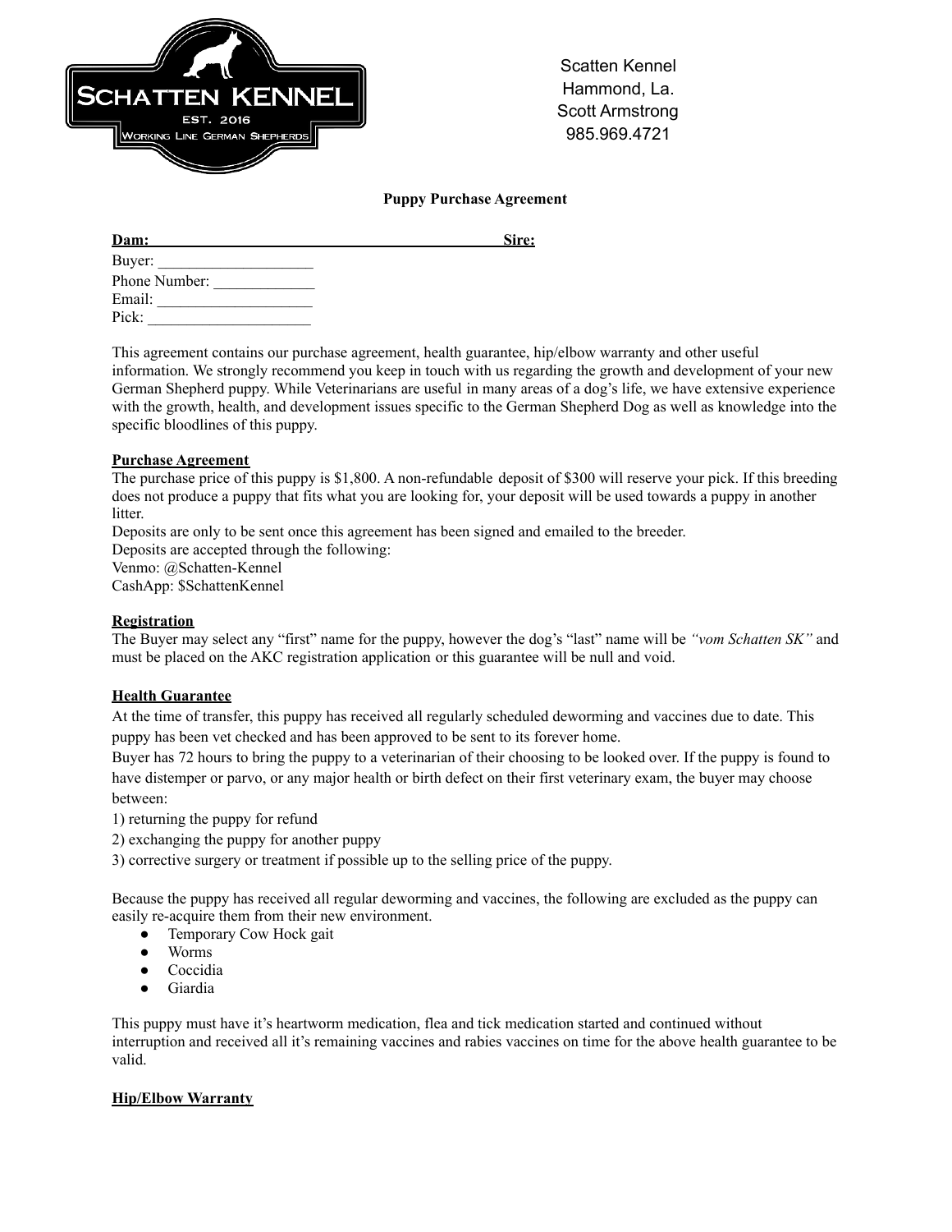Scatten Kennel
Hammond, La.
Scott Armstrong
985.969.4721

**Puppy Purchase Agreement**

**Dam:** ______________________________ **Sire:**

Buyer: ____________________
Phone Number: _____________
Email: ____________________
Pick: _____________________

This agreement contains our purchase agreement, health guarantee, hip/elbow warranty and other useful information. We strongly recommend you keep in touch with us regarding the growth and development of your new German Shepherd puppy. While Veterinarians are useful in many areas of a dog's life, we have extensive experience with the growth, health, and development issues specific to the German Shepherd Dog as well as knowledge into the specific bloodlines of this puppy.

**Purchase Agreement**

The purchase price of this puppy is $1,800. A non-refundable deposit of $300 will reserve your pick. If this breeding does not produce a puppy that fits what you are looking for, your deposit will be used towards a puppy in another litter.

Deposits are only to be sent once this agreement has been signed and emailed to the breeder.

Deposits are accepted through the following:

Venmo: @Schatten-Kennel

CashApp: $SchattenKennel

**Registration**

The Buyer may select any "first" name for the puppy, however the dog's "last" name will be *"vom Schatten SK"* and must be placed on the AKC registration application or this guarantee will be null and void.

**Health Guarantee**

At the time of transfer, this puppy has received all regularly scheduled deworming and vaccines due to date. This puppy has been vet checked and has been approved to be sent to its forever home.

Buyer has 72 hours to bring the puppy to a veterinarian of their choosing to be looked over. If the puppy is found to have distemper or parvo, or any major health or birth defect on their first veterinary exam, the buyer may choose between:

1) returning the puppy for refund
2) exchanging the puppy for another puppy
3) corrective surgery or treatment if possible up to the selling price of the puppy.

Because the puppy has received all regular deworming and vaccines, the following are excluded as the puppy can easily re-acquire them from their new environment.

- Temporary Cow Hock gait
- Worms
- Coccidia
- Giardia

This puppy must have it's heartworm medication, flea and tick medication started and continued without interruption and received all it's remaining vaccines and rabies vaccines on time for the above health guarantee to be valid.

**Hip/Elbow Warranty**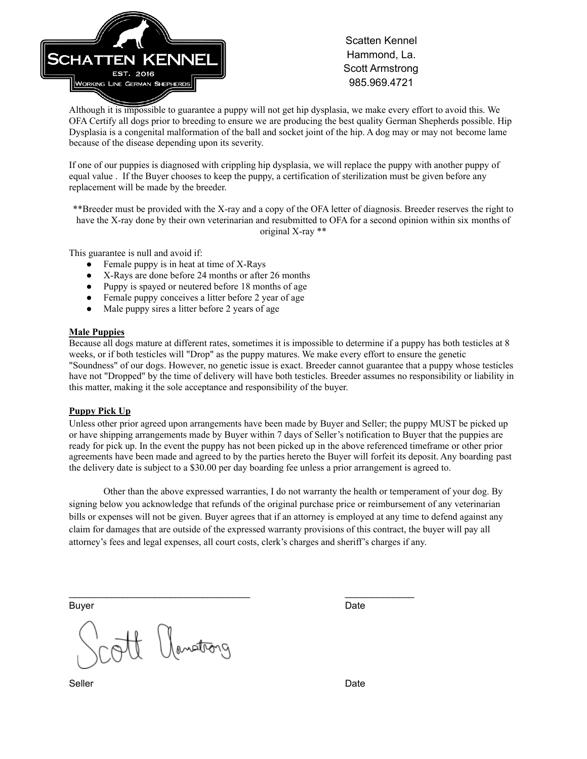Scatten Kennel
Hammond, La.
Scott Armstrong
985.969.4721

Although it is impossible to guarantee a puppy will not get hip dysplasia, we make every effort to avoid this. We OFA Certify all dogs prior to breeding to ensure we are producing the best quality German Shepherds possible. Hip Dysplasia is a congenital malformation of the ball and socket joint of the hip. A dog may or may not become lame because of the disease depending upon its severity.

If one of our puppies is diagnosed with crippling hip dysplasia, we will replace the puppy with another puppy of equal value . If the Buyer chooses to keep the puppy, a certification of sterilization must be given before any replacement will be made by the breeder.

**Breeder must be provided with the X-ray and a copy of the OFA letter of diagnosis. Breeder reserves the right to have the X-ray done by their own veterinarian and resubmitted to OFA for a second opinion within six months of original X-ray **

This guarantee is null and avoid if:

- Female puppy is in heat at time of X-Rays
- X-Rays are done before 24 months or after 26 months
- Puppy is spayed or neutered before 18 months of age
- Female puppy conceives a litter before 2 year of age
- Male puppy sires a litter before 2 years of age

**Male Puppies**

Because all dogs mature at different rates, sometimes it is impossible to determine if a puppy has both testicles at 8 weeks, or if both testicles will "Drop" as the puppy matures. We make every effort to ensure the genetic "Soundness" of our dogs. However, no genetic issue is exact. Breeder cannot guarantee that a puppy whose testicles have not "Dropped" by the time of delivery will have both testicles. Breeder assumes no responsibility or liability in this matter, making it the sole acceptance and responsibility of the buyer.

**Puppy Pick Up**

Unless other prior agreed upon arrangements have been made by Buyer and Seller; the puppy MUST be picked up or have shipping arrangements made by Buyer within 7 days of Seller's notification to Buyer that the puppies are ready for pick up. In the event the puppy has not been picked up in the above referenced timeframe or other prior agreements have been made and agreed to by the parties hereto the Buyer will forfeit its deposit. Any boarding past the delivery date is subject to a $30.00 per day boarding fee unless a prior arrangement is agreed to.

Other than the above expressed warranties, I do not warranty the health or temperament of your dog. By signing below you acknowledge that refunds of the original purchase price or reimbursement of any veterinarian bills or expenses will not be given. Buyer agrees that if an attorney is employed at any time to defend against any claim for damages that are outside of the expressed warranty provisions of this contract, the buyer will pay all attorney's fees and legal expenses, all court costs, clerk's charges and sheriff's charges if any.

\_\_\_\_\_\_\_\_\_\_\_\_\_\_\_\_\_\_\_\_\_\_\_\_\_\_\_\_\_\_\_\_\_\_\_ \_\_\_\_\_\_\_\_\_\_\_\_\_

Buyer Date

Scott Armstrong

Seller Date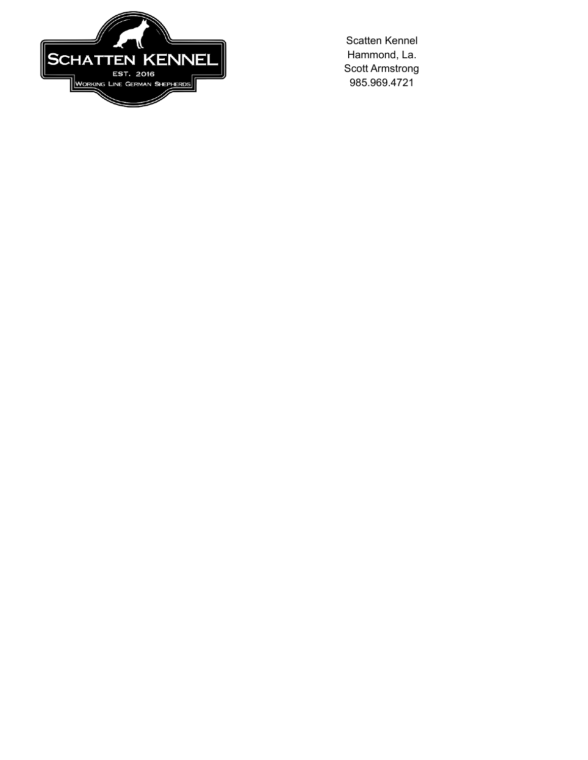SCHATTEN KENNEL

EST. 2016

WORKING LINE GERMAN SHEPHERDS

Scatten Kennel
Hammond, La.
Scott Armstrong
985.969.4721